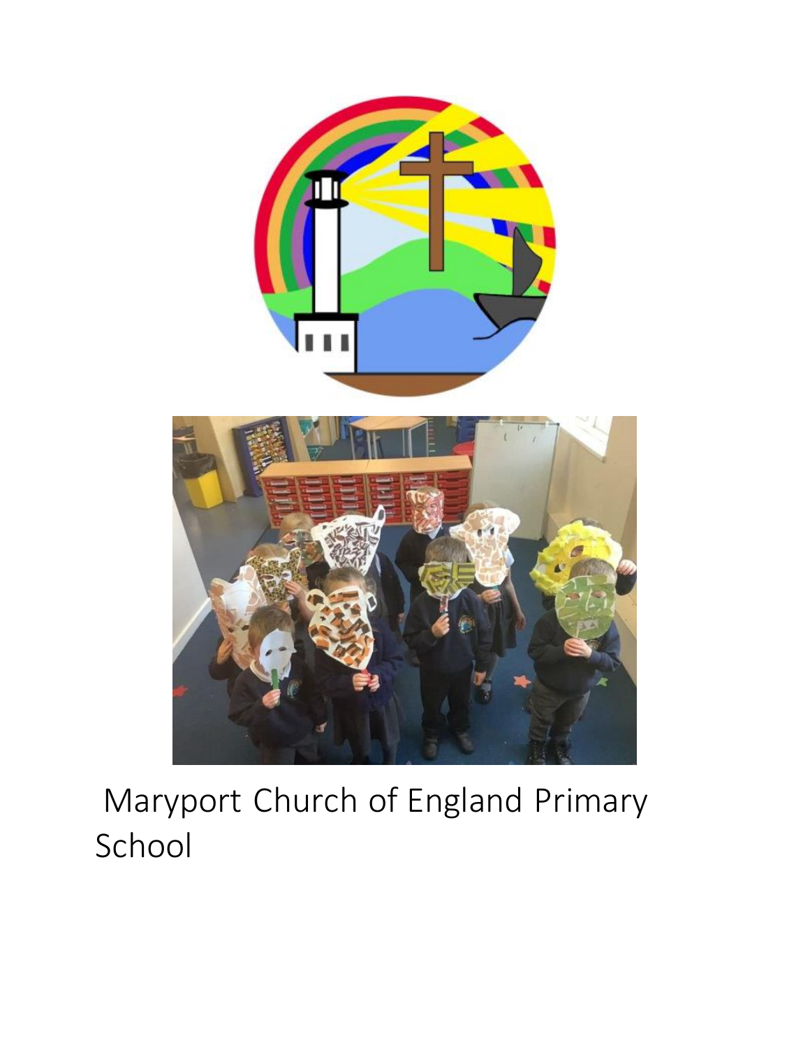Maryport Church of England Primary School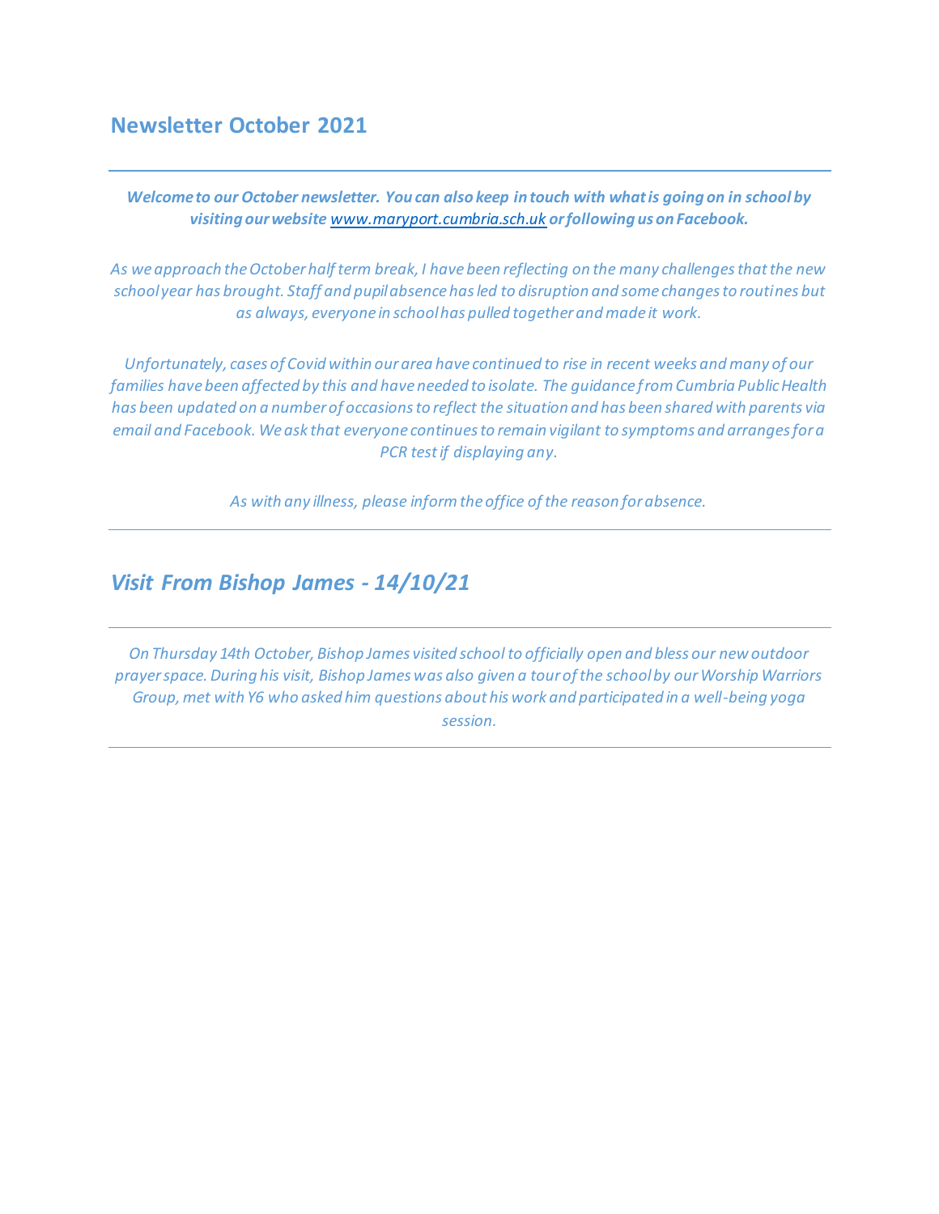## Newsletter October 2021

---

***Welcome to our October newsletter. You can also keep in touch with what is going on in school by visiting our website [www.maryport.cumbria.sch.uk](www.maryport.cumbria.sch.uk) or following us on Facebook.***

*As we approach the October half term break, I have been reflecting on the many challenges that the new school year has brought. Staff and pupil absence has led to disruption and some changes to routines but as always, everyone in school has pulled together and made it work.*

*Unfortunately, cases of Covid within our area have continued to rise in recent weeks and many of our families have been affected by this and have needed to isolate. The guidance from Cumbria Public Health has been updated on a number of occasions to reflect the situation and has been shared with parents via email and Facebook. We ask that everyone continues to remain vigilant to symptoms and arranges for a PCR test if displaying any.*

*As with any illness, please inform the office of the reason for absence.*

---

## *Visit From Bishop James - 14/10/21*

---

*On Thursday 14th October, Bishop James visited school to officially open and bless our new outdoor prayer space. During his visit, Bishop James was also given a tour of the school by our Worship Warriors Group, met with Y6 who asked him questions about his work and participated in a well-being yoga session.*

---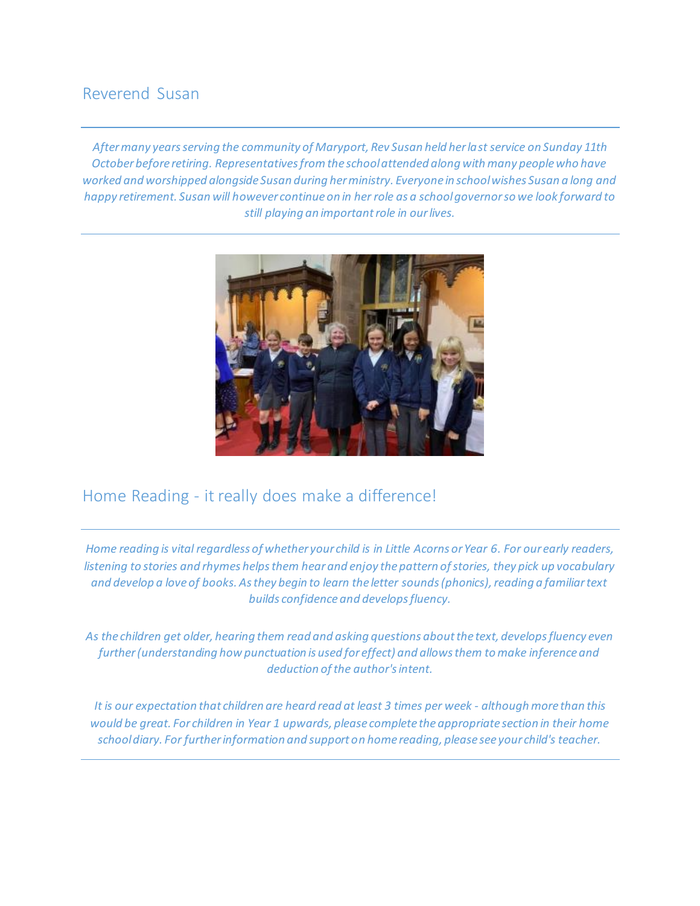## Reverend Susan

*After many years serving the community of Maryport, Rev Susan held her last service on Sunday 11th October before retiring. Representatives from the school attended along with many people who have worked and worshipped alongside Susan during her ministry. Everyone in school wishes Susan a long and happy retirement. Susan will however continue on in her role as a school governor so we look forward to still playing an important role in our lives.*

## Home Reading - it really does make a difference!

*Home reading is vital regardless of whether your child is in Little Acorns or Year 6. For our early readers, listening to stories and rhymes helps them hear and enjoy the pattern of stories, they pick up vocabulary and develop a love of books. As they begin to learn the letter sounds (phonics), reading a familiar text builds confidence and develops fluency.*

*As the children get older, hearing them read and asking questions about the text, develops fluency even further (understanding how punctuation is used for effect) and allows them to make inference and deduction of the author's intent.*

*It is our expectation that children are heard read at least 3 times per week - although more than this would be great. For children in Year 1 upwards, please complete the appropriate section in their home school diary. For further information and support on home reading, please see your child's teacher.*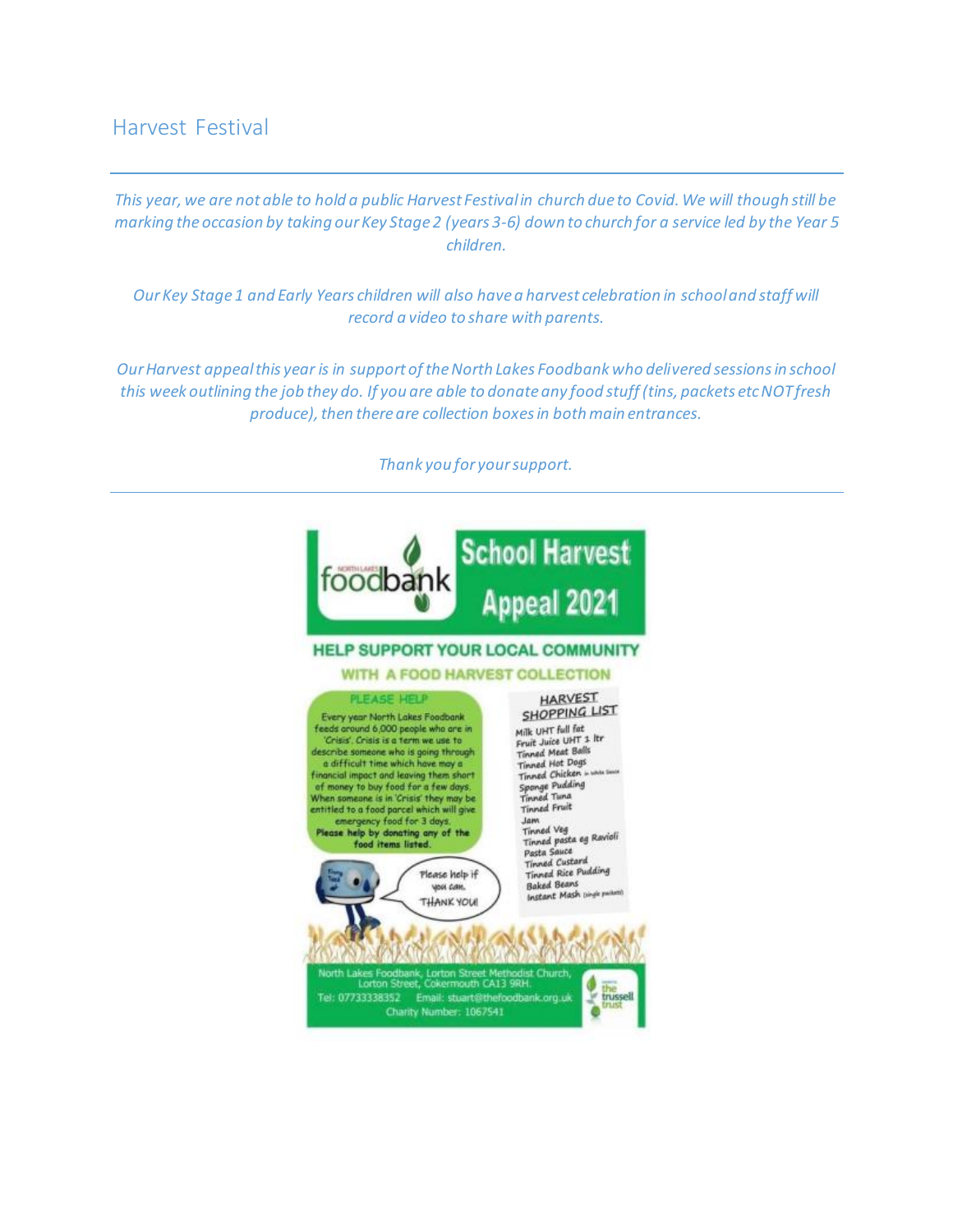## Harvest Festival

*This year, we are not able to hold a public Harvest Festival in church due to Covid. We will though still be marking the occasion by taking our Key Stage 2 (years 3-6) down to church for a service led by the Year 5 children.*

*Our Key Stage 1 and Early Years children will also have a harvest celebration in school and staff will record a video to share with parents.*

*Our Harvest appeal this year is in support of the North Lakes Foodbank who delivered sessions in school this week outlining the job they do. If you are able to donate any food stuff (tins, packets etc NOT fresh produce), then there are collection boxes in both main entrances.*

*Thank you for your support.*

---

NORTH LAKES foodbank

**School Harvest Appeal 2021**

**HELP SUPPORT YOUR LOCAL COMMUNITY WITH A FOOD HARVEST COLLECTION**

PLEASE HELP

Every year North Lakes Foodbank feeds around 6,000 people who are in 'Crisis'. Crisis is a term we use to describe someone who is going through a difficult time which have may a financial impact and leaving them short of money to buy food for a few days. When someone is in 'Crisis' they may be entitled to a food parcel which will give emergency food for 3 days. **Please help by donating any of the food items listed.**

Please help if you can. THANK YOU!

HARVEST SHOPPING LIST

- Milk UHT full fat
- Fruit Juice UHT 1 ltr
- Tinned Meat Balls
- Tinned Hot Dogs
- Tinned Chicken in white sauce
- Sponge Pudding
- Tinned Tuna
- Tinned Fruit
- Jam
- Tinned Veg
- Tinned pasta eg Ravioli
- Pasta Sauce
- Tinned Custard
- Tinned Rice Pudding
- Baked Beans
- Instant Mash (single packets)

North Lakes Foodbank, Lorton Street Methodist Church, Lorton Street, Cockermouth CA13 9RH.
Tel: 07733338352 Email: stuart@thefoodbank.org.uk
Charity Number: 1067541

the trussell trust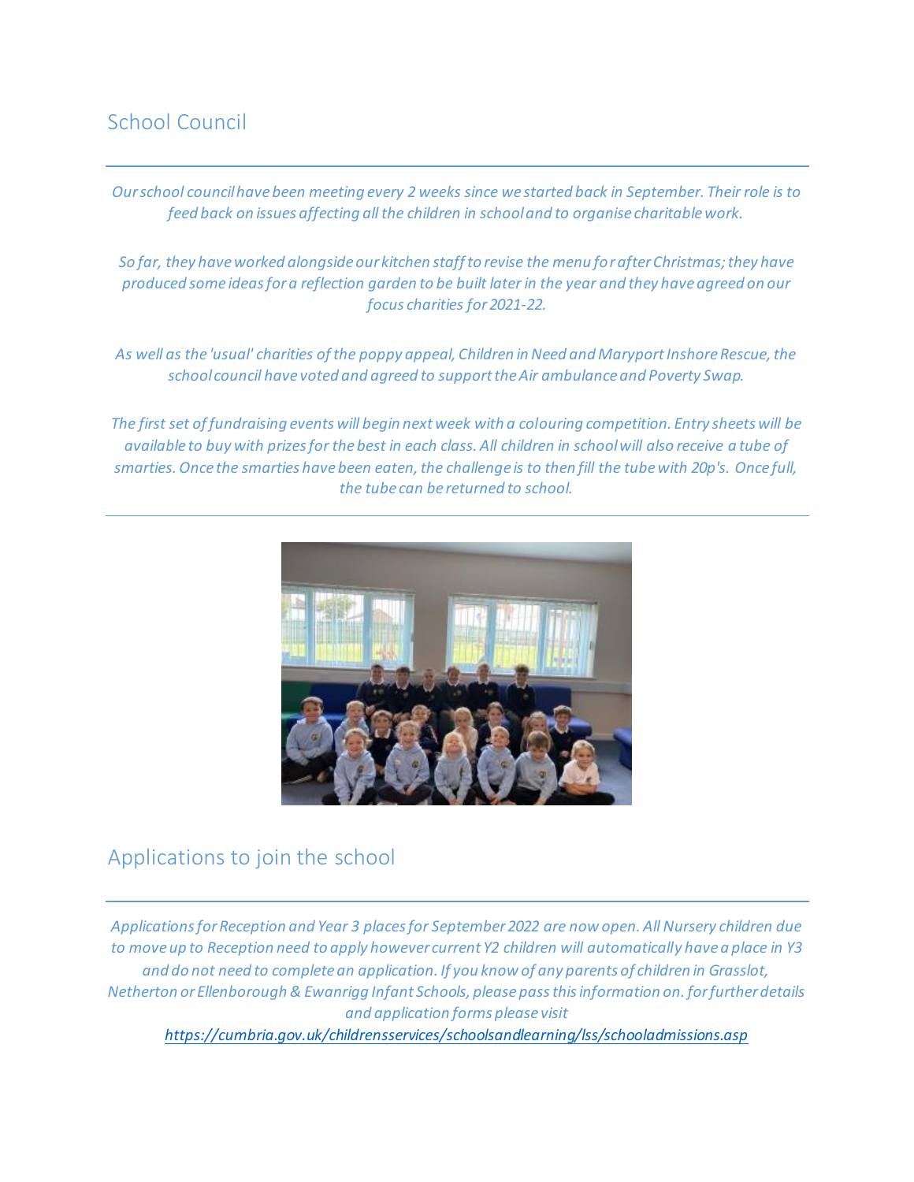## School Council

*Our school council have been meeting every 2 weeks since we started back in September. Their role is to feed back on issues affecting all the children in school and to organise charitable work.*

*So far, they have worked alongside our kitchen staff to revise the menu for after Christmas; they have produced some ideas for a reflection garden to be built later in the year and they have agreed on our focus charities for 2021-22.*

*As well as the 'usual' charities of the poppy appeal, Children in Need and Maryport Inshore Rescue, the school council have voted and agreed to support the Air ambulance and Poverty Swap.*

*The first set of fundraising events will begin next week with a colouring competition. Entry sheets will be available to buy with prizes for the best in each class. All children in school will also receive a tube of smarties. Once the smarties have been eaten, the challenge is to then fill the tube with 20p's. Once full, the tube can be returned to school.*

## Applications to join the school

*Applications for Reception and Year 3 places for September 2022 are now open. All Nursery children due to move up to Reception need to apply however current Y2 children will automatically have a place in Y3 and do not need to complete an application. If you know of any parents of children in Grasslot, Netherton or Ellenborough & Ewanrigg Infant Schools, please pass this information on. for further details and application forms please visit*

*https://cumbria.gov.uk/childrensservices/schoolsandlearning/lss/schooladmissions.asp*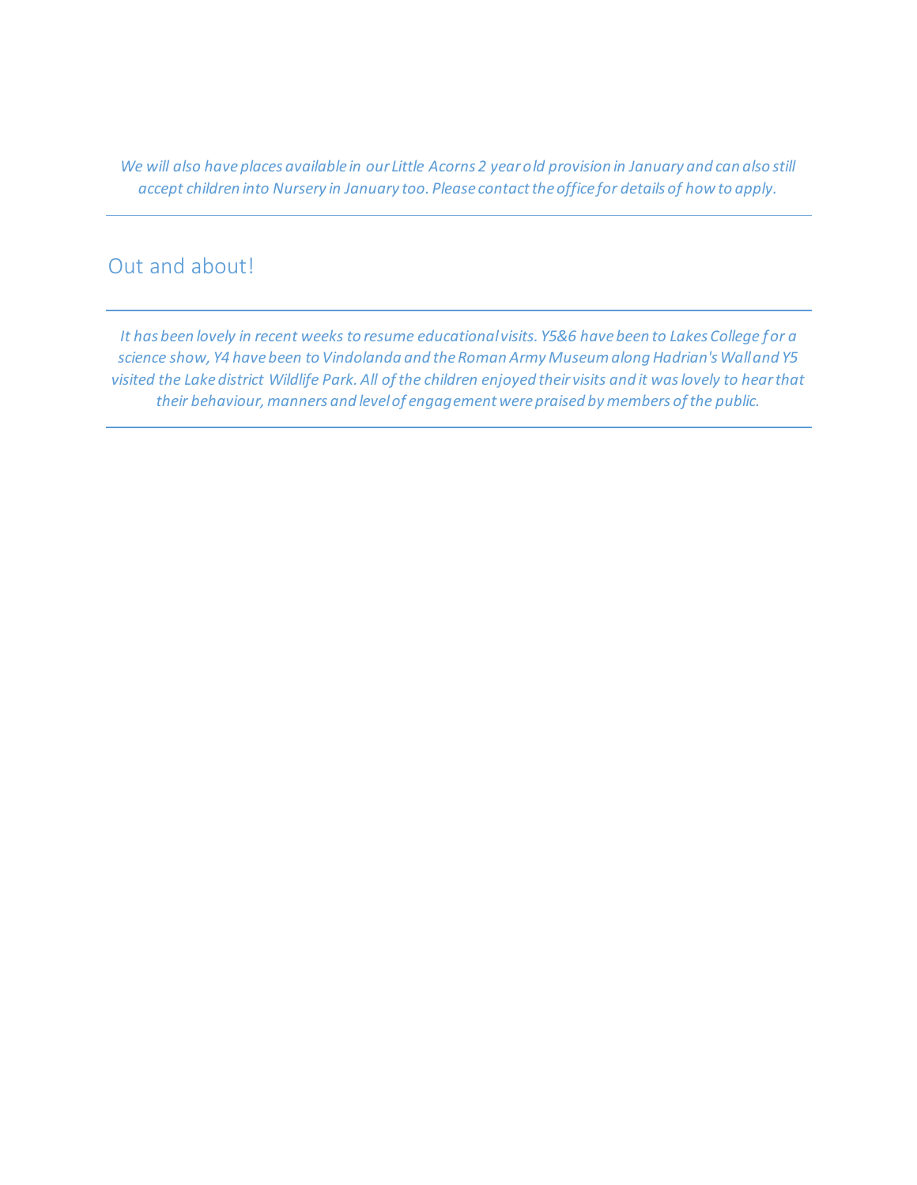*We will also have places available in our Little Acorns 2 year old provision in January and can also still accept children into Nursery in January too. Please contact the office for details of how to apply.*

---

## Out and about!

---

*It has been lovely in recent weeks to resume educational visits. Y5&6 have been to Lakes College for a science show, Y4 have been to Vindolanda and the Roman Army Museum along Hadrian's Wall and Y5 visited the Lake district Wildlife Park. All of the children enjoyed their visits and it was lovely to hear that their behaviour, manners and level of engagement were praised by members of the public.*

---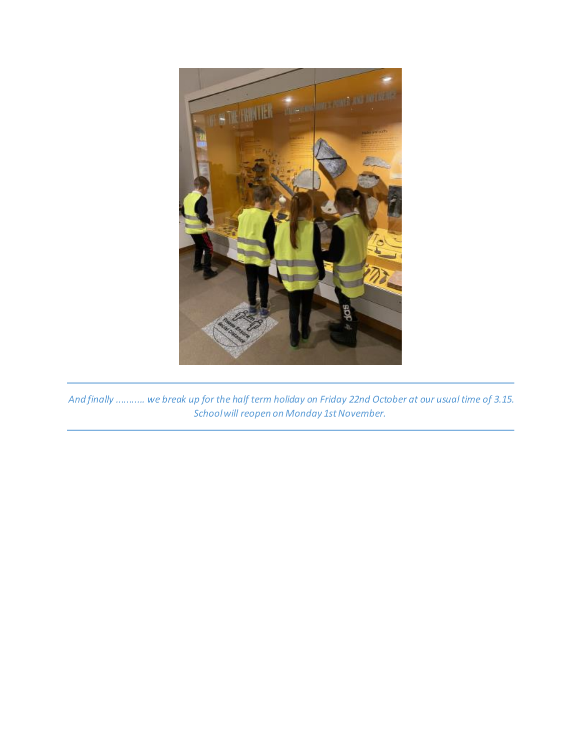---

*And finally ……….. we break up for the half term holiday on Friday 22nd October at our usual time of 3.15. School will reopen on Monday 1st November.*

---